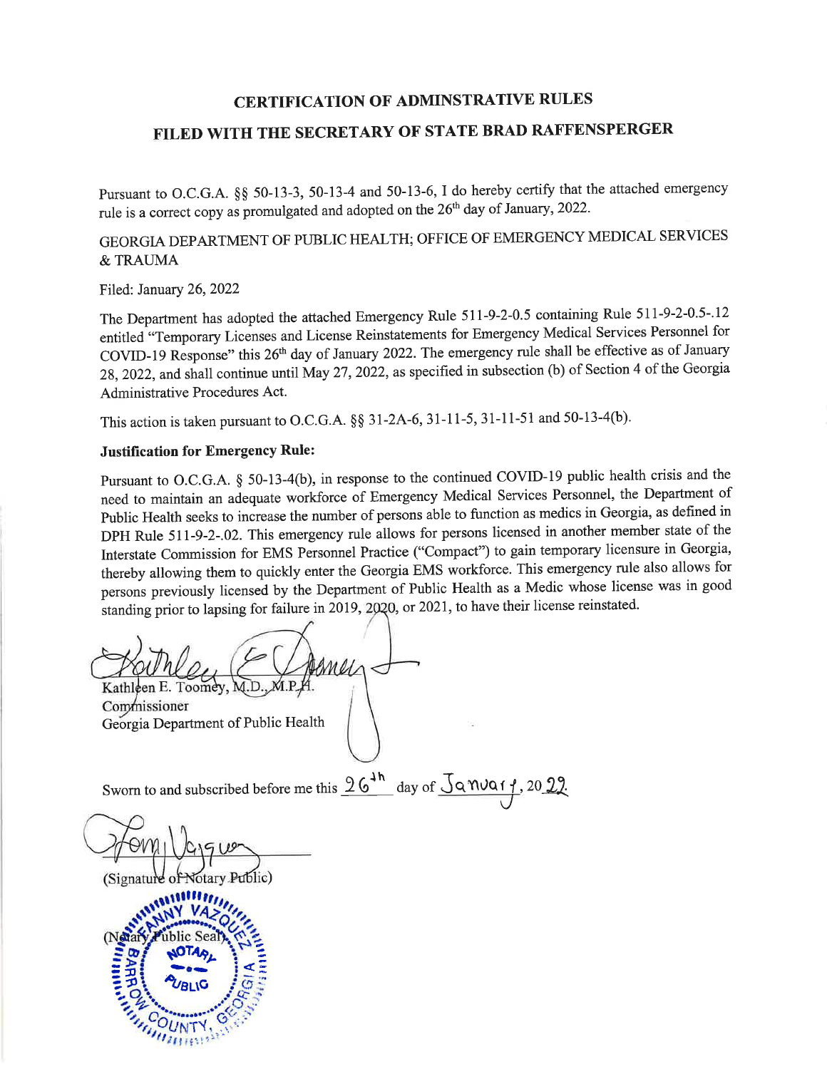# CERTIFICATION OF ADMINSTRATIVE RULES

# FILED WITH THE SECRETARY OF STATE BRAD RAFFENSPERGER

Pursuant to O.C.G.A. §§ 50-13-3, 50-13-4 and 50-13-6, I do hereby certify that the attached emergency rule is a correct copy as promulgated and adopted on the 26th day of January, 2022.

GEORGIA DEPARTMENT OF PUBLIC HEALTH; OFFICE OF EMERGENCY MEDICAL SERVICES & TRAUMA

Filed: January 26, 2022

The Department has adopted the attached Emergency Rule 511-9-2-0.5 containing Rule 511-9-2-0.5-.12 entitled "Temporary Licenses and License Reinstatements for Emergency Medical Services Personnel for COVID-19 Response" this 26th day of January 2022. The emergency rule shall be effective as of January 28, 2022, and shall continue until May 27, 2022, as specified in subsection (b) of Section 4 of the Georgia Administrative Procedures Act.

This action is taken pursuant to O.C.G.A. §§ 31-2A-6, 31-11-5, 31-11-51 and 50-13-4(b).

**Justification for Emergency Rule:**

Pursuant to O.C.G.A. § 50-13-4(b), in response to the continued COVID-19 public health crisis and the need to maintain an adequate workforce of Emergency Medical Services Personnel, the Department of Public Health seeks to increase the number of persons able to function as medics in Georgia, as defined in DPH Rule 511-9-2-.02. This emergency rule allows for persons licensed in another member state of the Interstate Commission for EMS Personnel Practice ("Compact") to gain temporary licensure in Georgia, thereby allowing them to quickly enter the Georgia EMS workforce. This emergency rule also allows for persons previously licensed by the Department of Public Health as a Medic whose license was in good standing prior to lapsing for failure in 2019, 2020, or 2021, to have their license reinstated.

Kathleen E. Toomey, M.D., M.P.H.
Commissioner
Georgia Department of Public Health

Sworn to and subscribed before me this 26th day of January, 2022.

(Signature of Notary Public)

(Notary Public Seal)

FANNY VAZQUEZ
NOTARY PUBLIC
BARROW COUNTY, GEORGIA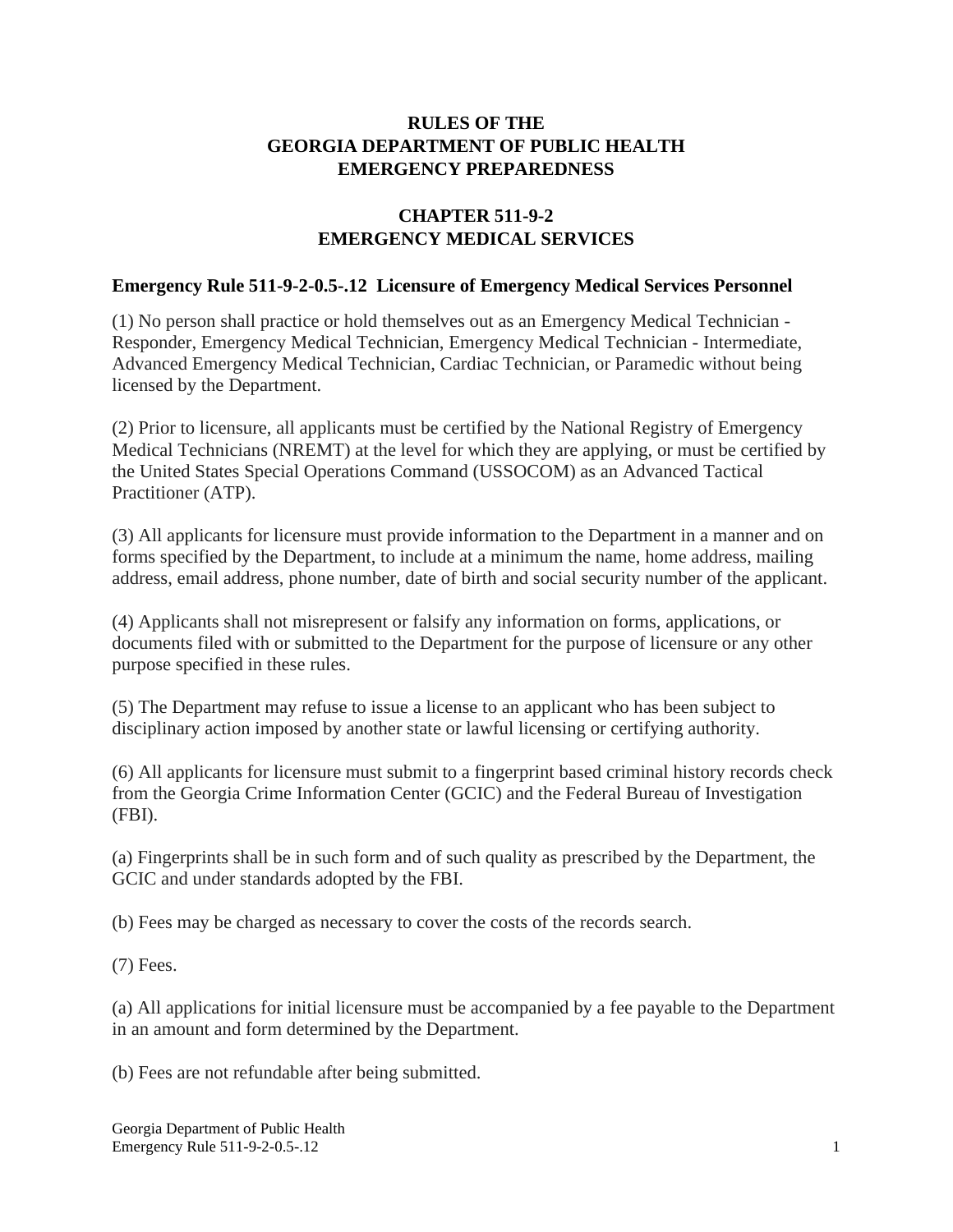# RULES OF THE GEORGIA DEPARTMENT OF PUBLIC HEALTH EMERGENCY PREPAREDNESS

## CHAPTER 511-9-2 EMERGENCY MEDICAL SERVICES

### Emergency Rule 511-9-2-0.5-.12 Licensure of Emergency Medical Services Personnel

(1) No person shall practice or hold themselves out as an Emergency Medical Technician - Responder, Emergency Medical Technician, Emergency Medical Technician - Intermediate, Advanced Emergency Medical Technician, Cardiac Technician, or Paramedic without being licensed by the Department.

(2) Prior to licensure, all applicants must be certified by the National Registry of Emergency Medical Technicians (NREMT) at the level for which they are applying, or must be certified by the United States Special Operations Command (USSOCOM) as an Advanced Tactical Practitioner (ATP).

(3) All applicants for licensure must provide information to the Department in a manner and on forms specified by the Department, to include at a minimum the name, home address, mailing address, email address, phone number, date of birth and social security number of the applicant.

(4) Applicants shall not misrepresent or falsify any information on forms, applications, or documents filed with or submitted to the Department for the purpose of licensure or any other purpose specified in these rules.

(5) The Department may refuse to issue a license to an applicant who has been subject to disciplinary action imposed by another state or lawful licensing or certifying authority.

(6) All applicants for licensure must submit to a fingerprint based criminal history records check from the Georgia Crime Information Center (GCIC) and the Federal Bureau of Investigation (FBI).

(a) Fingerprints shall be in such form and of such quality as prescribed by the Department, the GCIC and under standards adopted by the FBI.

(b) Fees may be charged as necessary to cover the costs of the records search.

(7) Fees.

(a) All applications for initial licensure must be accompanied by a fee payable to the Department in an amount and form determined by the Department.

(b) Fees are not refundable after being submitted.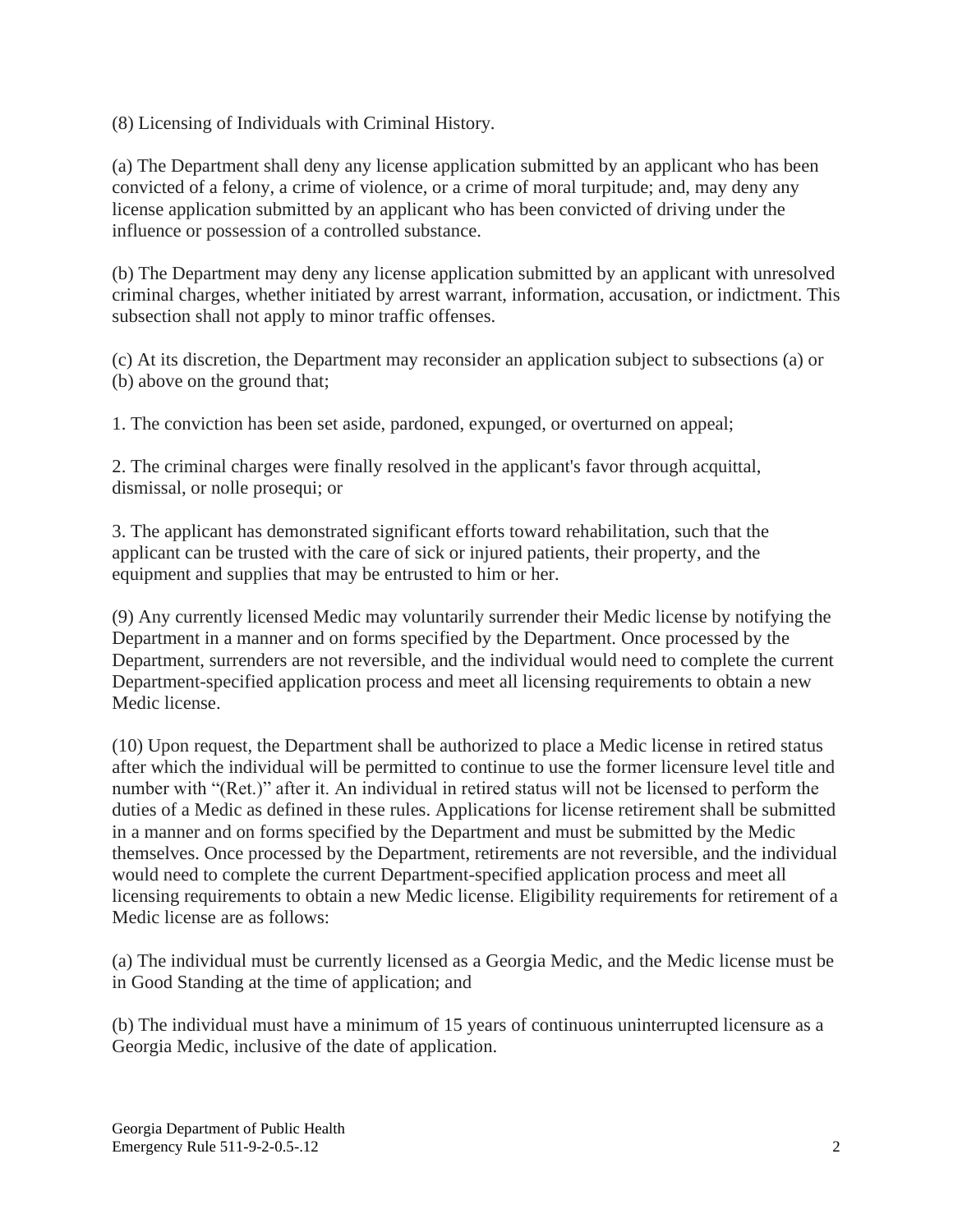(8) Licensing of Individuals with Criminal History.

(a) The Department shall deny any license application submitted by an applicant who has been convicted of a felony, a crime of violence, or a crime of moral turpitude; and, may deny any license application submitted by an applicant who has been convicted of driving under the influence or possession of a controlled substance.

(b) The Department may deny any license application submitted by an applicant with unresolved criminal charges, whether initiated by arrest warrant, information, accusation, or indictment. This subsection shall not apply to minor traffic offenses.

(c) At its discretion, the Department may reconsider an application subject to subsections (a) or (b) above on the ground that;

1. The conviction has been set aside, pardoned, expunged, or overturned on appeal;

2. The criminal charges were finally resolved in the applicant's favor through acquittal, dismissal, or nolle prosequi; or

3. The applicant has demonstrated significant efforts toward rehabilitation, such that the applicant can be trusted with the care of sick or injured patients, their property, and the equipment and supplies that may be entrusted to him or her.

(9) Any currently licensed Medic may voluntarily surrender their Medic license by notifying the Department in a manner and on forms specified by the Department. Once processed by the Department, surrenders are not reversible, and the individual would need to complete the current Department-specified application process and meet all licensing requirements to obtain a new Medic license.

(10) Upon request, the Department shall be authorized to place a Medic license in retired status after which the individual will be permitted to continue to use the former licensure level title and number with "(Ret.)" after it. An individual in retired status will not be licensed to perform the duties of a Medic as defined in these rules. Applications for license retirement shall be submitted in a manner and on forms specified by the Department and must be submitted by the Medic themselves. Once processed by the Department, retirements are not reversible, and the individual would need to complete the current Department-specified application process and meet all licensing requirements to obtain a new Medic license. Eligibility requirements for retirement of a Medic license are as follows:

(a) The individual must be currently licensed as a Georgia Medic, and the Medic license must be in Good Standing at the time of application; and

(b) The individual must have a minimum of 15 years of continuous uninterrupted licensure as a Georgia Medic, inclusive of the date of application.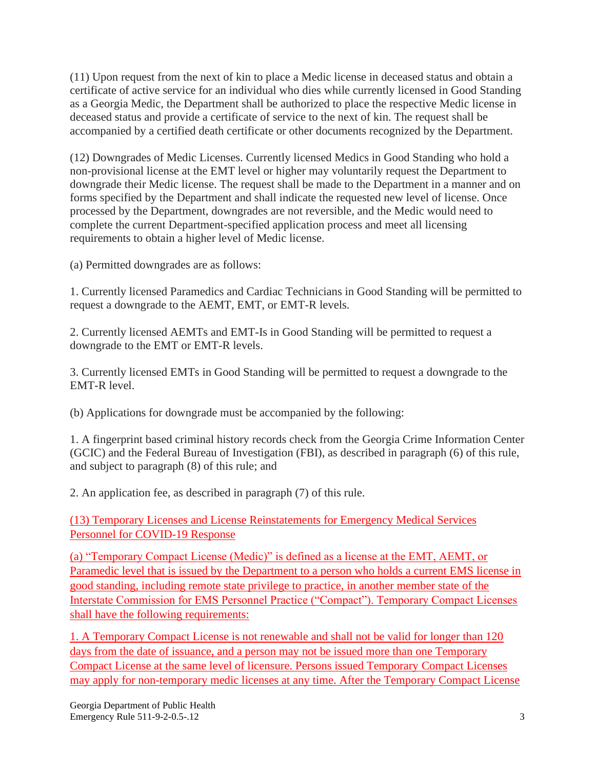(11) Upon request from the next of kin to place a Medic license in deceased status and obtain a certificate of active service for an individual who dies while currently licensed in Good Standing as a Georgia Medic, the Department shall be authorized to place the respective Medic license in deceased status and provide a certificate of service to the next of kin. The request shall be accompanied by a certified death certificate or other documents recognized by the Department.

(12) Downgrades of Medic Licenses. Currently licensed Medics in Good Standing who hold a non-provisional license at the EMT level or higher may voluntarily request the Department to downgrade their Medic license. The request shall be made to the Department in a manner and on forms specified by the Department and shall indicate the requested new level of license. Once processed by the Department, downgrades are not reversible, and the Medic would need to complete the current Department-specified application process and meet all licensing requirements to obtain a higher level of Medic license.

(a) Permitted downgrades are as follows:

1. Currently licensed Paramedics and Cardiac Technicians in Good Standing will be permitted to request a downgrade to the AEMT, EMT, or EMT-R levels.

2. Currently licensed AEMTs and EMT-Is in Good Standing will be permitted to request a downgrade to the EMT or EMT-R levels.

3. Currently licensed EMTs in Good Standing will be permitted to request a downgrade to the EMT-R level.

(b) Applications for downgrade must be accompanied by the following:

1. A fingerprint based criminal history records check from the Georgia Crime Information Center (GCIC) and the Federal Bureau of Investigation (FBI), as described in paragraph (6) of this rule, and subject to paragraph (8) of this rule; and

2. An application fee, as described in paragraph (7) of this rule.

(13) Temporary Licenses and License Reinstatements for Emergency Medical Services Personnel for COVID-19 Response

(a) "Temporary Compact License (Medic)" is defined as a license at the EMT, AEMT, or Paramedic level that is issued by the Department to a person who holds a current EMS license in good standing, including remote state privilege to practice, in another member state of the Interstate Commission for EMS Personnel Practice ("Compact"). Temporary Compact Licenses shall have the following requirements:

1. A Temporary Compact License is not renewable and shall not be valid for longer than 120 days from the date of issuance, and a person may not be issued more than one Temporary Compact License at the same level of licensure. Persons issued Temporary Compact Licenses may apply for non-temporary medic licenses at any time. After the Temporary Compact License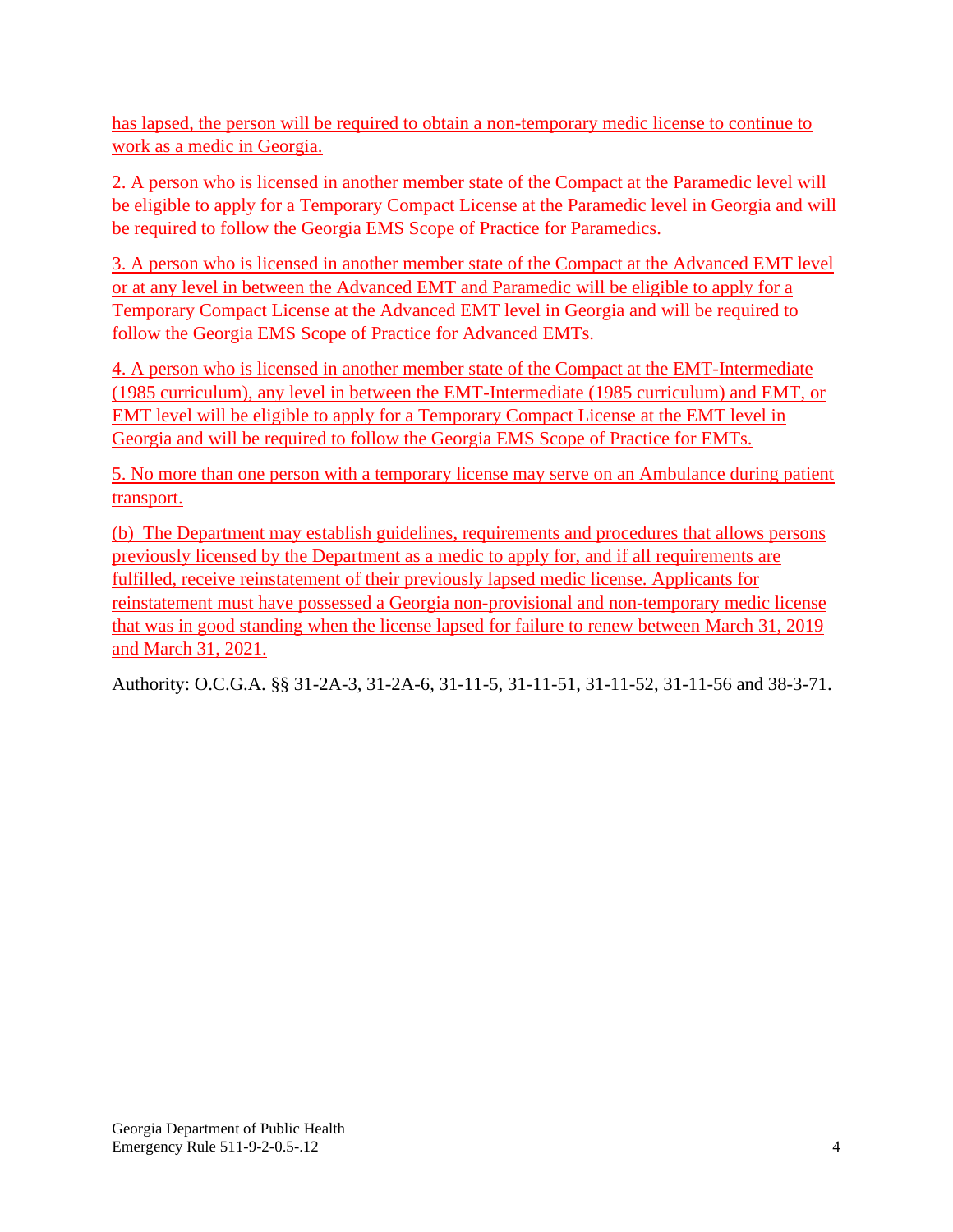has lapsed, the person will be required to obtain a non-temporary medic license to continue to work as a medic in Georgia.

2. A person who is licensed in another member state of the Compact at the Paramedic level will be eligible to apply for a Temporary Compact License at the Paramedic level in Georgia and will be required to follow the Georgia EMS Scope of Practice for Paramedics.

3. A person who is licensed in another member state of the Compact at the Advanced EMT level or at any level in between the Advanced EMT and Paramedic will be eligible to apply for a Temporary Compact License at the Advanced EMT level in Georgia and will be required to follow the Georgia EMS Scope of Practice for Advanced EMTs.

4. A person who is licensed in another member state of the Compact at the EMT-Intermediate (1985 curriculum), any level in between the EMT-Intermediate (1985 curriculum) and EMT, or EMT level will be eligible to apply for a Temporary Compact License at the EMT level in Georgia and will be required to follow the Georgia EMS Scope of Practice for EMTs.

5. No more than one person with a temporary license may serve on an Ambulance during patient transport.

(b) The Department may establish guidelines, requirements and procedures that allows persons previously licensed by the Department as a medic to apply for, and if all requirements are fulfilled, receive reinstatement of their previously lapsed medic license. Applicants for reinstatement must have possessed a Georgia non-provisional and non-temporary medic license that was in good standing when the license lapsed for failure to renew between March 31, 2019 and March 31, 2021.

Authority: O.C.G.A. §§ 31-2A-3, 31-2A-6, 31-11-5, 31-11-51, 31-11-52, 31-11-56 and 38-3-71.